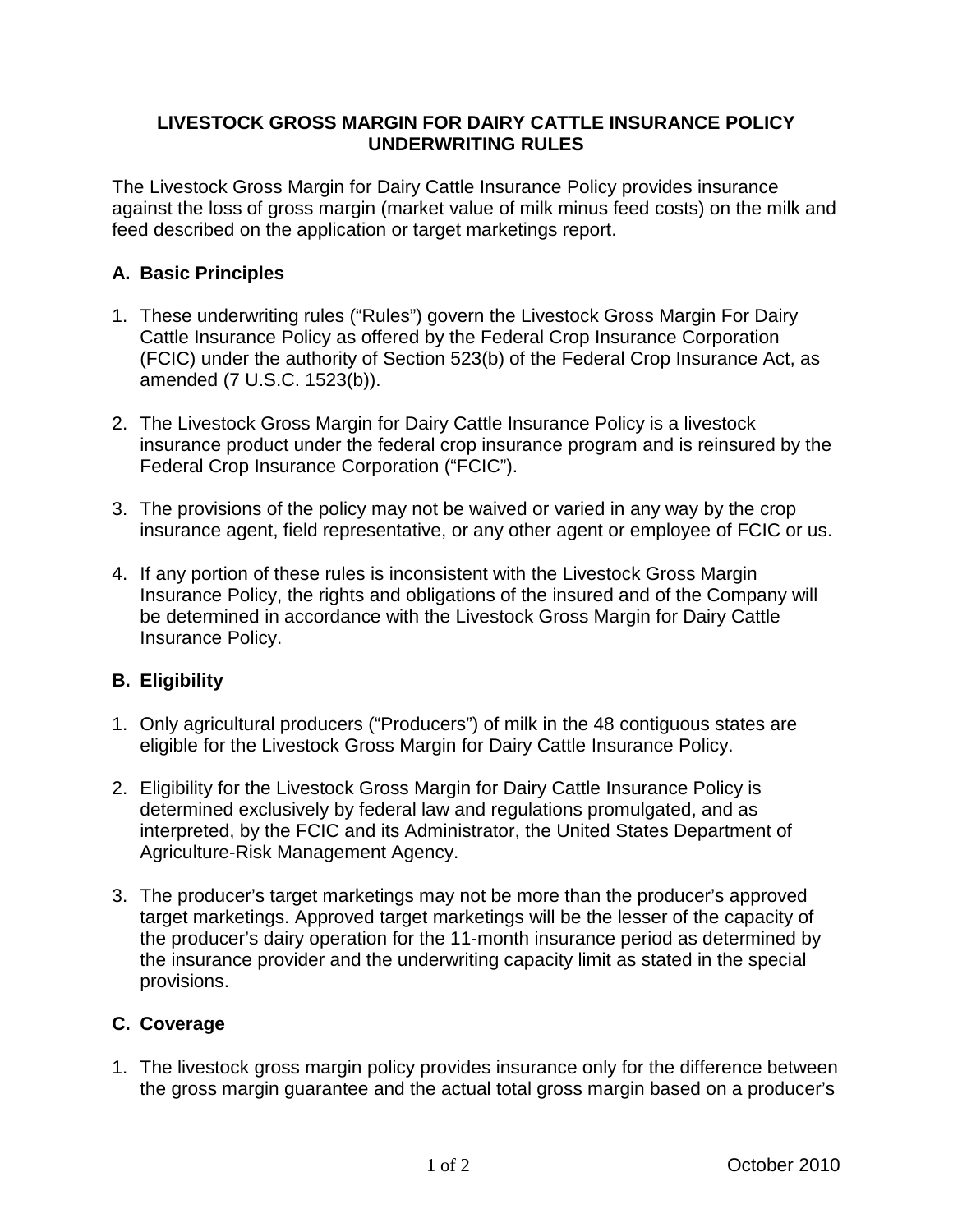# LIVESTOCK GROSS MARGIN FOR DAIRY CATTLE INSURANCE POLICY UNDERWRITING RULES

The Livestock Gross Margin for Dairy Cattle Insurance Policy provides insurance against the loss of gross margin (market value of milk minus feed costs) on the milk and feed described on the application or target marketings report.

## A. Basic Principles

1. These underwriting rules ("Rules") govern the Livestock Gross Margin For Dairy Cattle Insurance Policy as offered by the Federal Crop Insurance Corporation (FCIC) under the authority of Section 523(b) of the Federal Crop Insurance Act, as amended (7 U.S.C. 1523(b)).

2. The Livestock Gross Margin for Dairy Cattle Insurance Policy is a livestock insurance product under the federal crop insurance program and is reinsured by the Federal Crop Insurance Corporation ("FCIC").

3. The provisions of the policy may not be waived or varied in any way by the crop insurance agent, field representative, or any other agent or employee of FCIC or us.

4. If any portion of these rules is inconsistent with the Livestock Gross Margin Insurance Policy, the rights and obligations of the insured and of the Company will be determined in accordance with the Livestock Gross Margin for Dairy Cattle Insurance Policy.

## B. Eligibility

1. Only agricultural producers ("Producers") of milk in the 48 contiguous states are eligible for the Livestock Gross Margin for Dairy Cattle Insurance Policy.

2. Eligibility for the Livestock Gross Margin for Dairy Cattle Insurance Policy is determined exclusively by federal law and regulations promulgated, and as interpreted, by the FCIC and its Administrator, the United States Department of Agriculture-Risk Management Agency.

3. The producer's target marketings may not be more than the producer's approved target marketings. Approved target marketings will be the lesser of the capacity of the producer's dairy operation for the 11-month insurance period as determined by the insurance provider and the underwriting capacity limit as stated in the special provisions.

## C. Coverage

1. The livestock gross margin policy provides insurance only for the difference between the gross margin guarantee and the actual total gross margin based on a producer's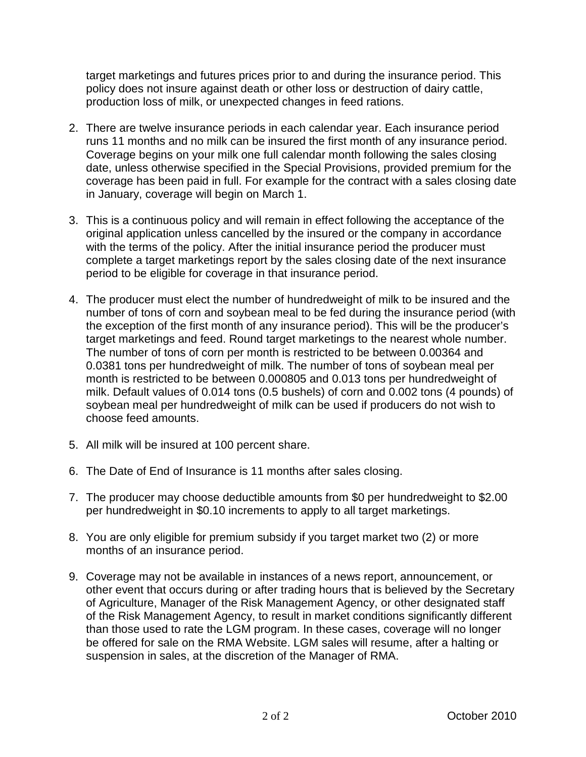target marketings and futures prices prior to and during the insurance period. This policy does not insure against death or other loss or destruction of dairy cattle, production loss of milk, or unexpected changes in feed rations.

2. There are twelve insurance periods in each calendar year. Each insurance period runs 11 months and no milk can be insured the first month of any insurance period. Coverage begins on your milk one full calendar month following the sales closing date, unless otherwise specified in the Special Provisions, provided premium for the coverage has been paid in full. For example for the contract with a sales closing date in January, coverage will begin on March 1.

3. This is a continuous policy and will remain in effect following the acceptance of the original application unless cancelled by the insured or the company in accordance with the terms of the policy. After the initial insurance period the producer must complete a target marketings report by the sales closing date of the next insurance period to be eligible for coverage in that insurance period.

4. The producer must elect the number of hundredweight of milk to be insured and the number of tons of corn and soybean meal to be fed during the insurance period (with the exception of the first month of any insurance period). This will be the producer's target marketings and feed. Round target marketings to the nearest whole number. The number of tons of corn per month is restricted to be between 0.00364 and 0.0381 tons per hundredweight of milk. The number of tons of soybean meal per month is restricted to be between 0.000805 and 0.013 tons per hundredweight of milk. Default values of 0.014 tons (0.5 bushels) of corn and 0.002 tons (4 pounds) of soybean meal per hundredweight of milk can be used if producers do not wish to choose feed amounts.

5. All milk will be insured at 100 percent share.

6. The Date of End of Insurance is 11 months after sales closing.

7. The producer may choose deductible amounts from $0 per hundredweight to $2.00 per hundredweight in $0.10 increments to apply to all target marketings.

8. You are only eligible for premium subsidy if you target market two (2) or more months of an insurance period.

9. Coverage may not be available in instances of a news report, announcement, or other event that occurs during or after trading hours that is believed by the Secretary of Agriculture, Manager of the Risk Management Agency, or other designated staff of the Risk Management Agency, to result in market conditions significantly different than those used to rate the LGM program. In these cases, coverage will no longer be offered for sale on the RMA Website. LGM sales will resume, after a halting or suspension in sales, at the discretion of the Manager of RMA.